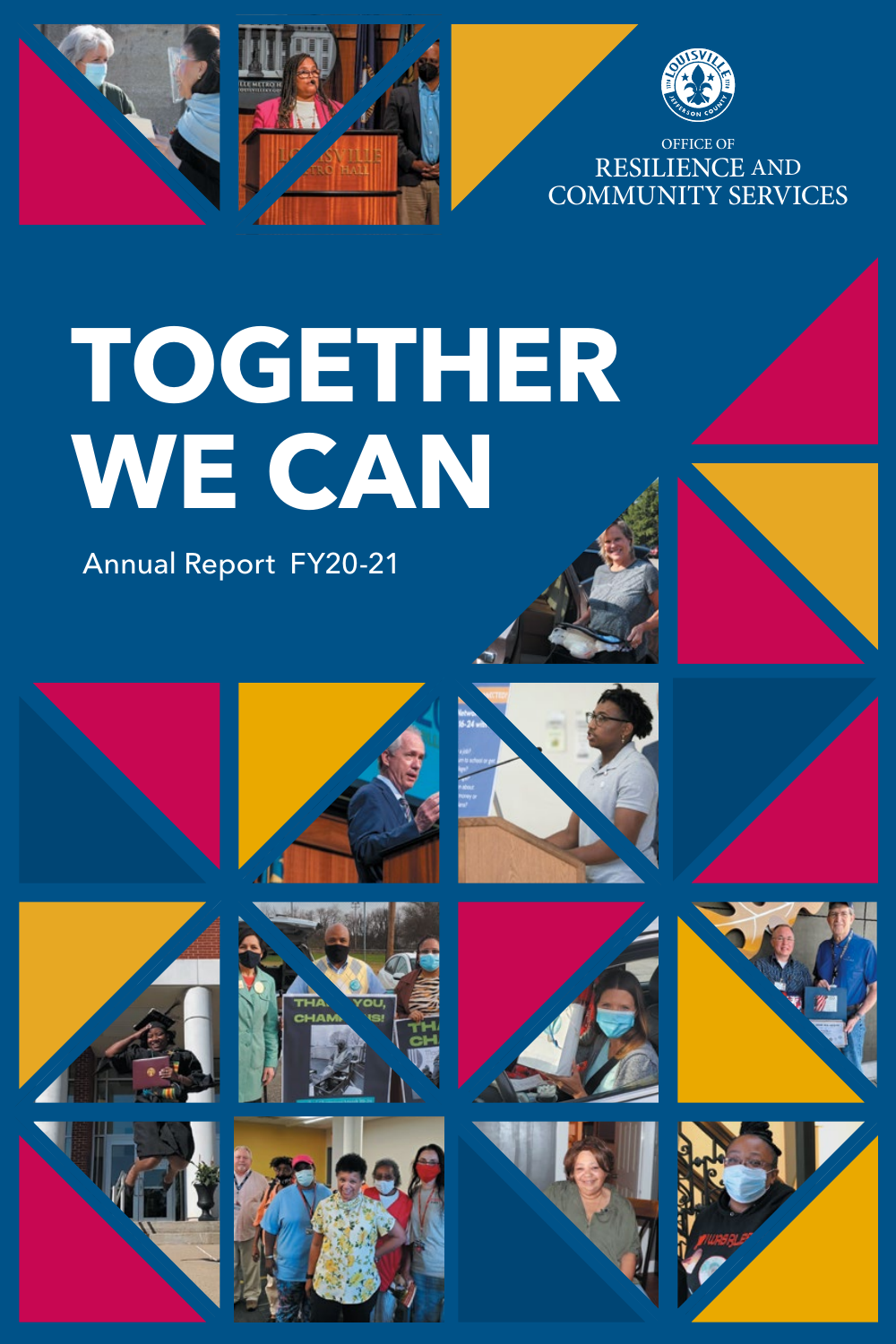OFFICE OF
RESILIENCE AND
COMMUNITY SERVICES

# TOGETHER WE CAN

Annual Report FY20-21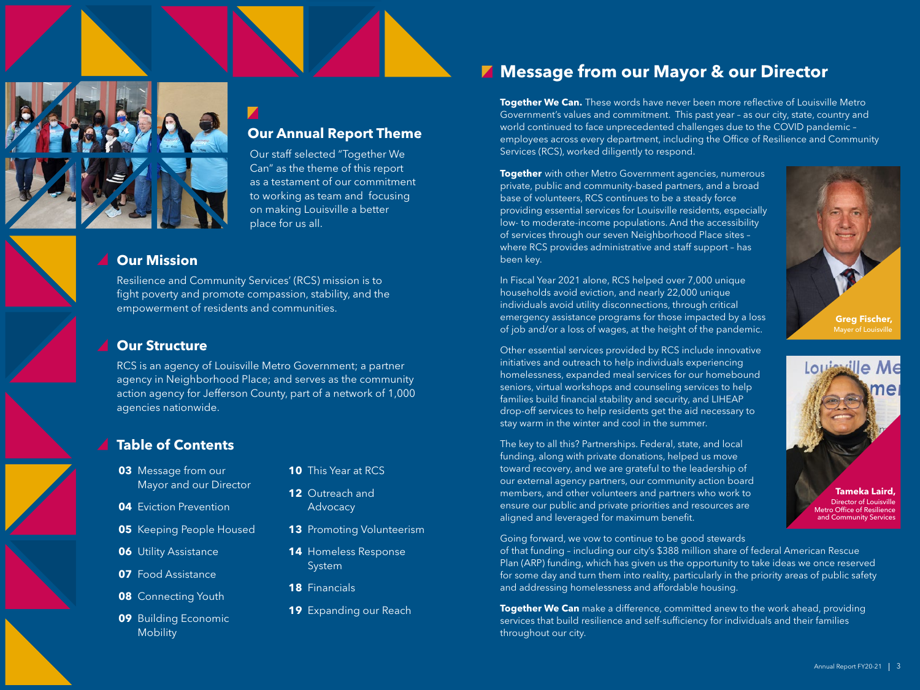## Our Annual Report Theme

Our staff selected "Together We Can" as the theme of this report as a testament of our commitment to working as team and focusing on making Louisville a better place for us all.

## Our Mission

Resilience and Community Services' (RCS) mission is to fight poverty and promote compassion, stability, and the empowerment of residents and communities.

## Our Structure

RCS is an agency of Louisville Metro Government; a partner agency in Neighborhood Place; and serves as the community action agency for Jefferson County, part of a network of 1,000 agencies nationwide.

## Table of Contents

- **03** Message from our Mayor and our Director
- **04** Eviction Prevention
- **05** Keeping People Housed
- **06** Utility Assistance
- **07** Food Assistance
- **08** Connecting Youth
- **09** Building Economic Mobility
- **10** This Year at RCS
- **12** Outreach and Advocacy
- **13** Promoting Volunteerism
- **14** Homeless Response System
- **18** Financials
- **19** Expanding our Reach

## Message from our Mayor & our Director

**Together We Can.** These words have never been more reflective of Louisville Metro Government's values and commitment. This past year – as our city, state, country and world continued to face unprecedented challenges due to the COVID pandemic – employees across every department, including the Office of Resilience and Community Services (RCS), worked diligently to respond.

**Together** with other Metro Government agencies, numerous private, public and community-based partners, and a broad base of volunteers, RCS continues to be a steady force providing essential services for Louisville residents, especially low- to moderate-income populations. And the accessibility of services through our seven Neighborhood Place sites – where RCS provides administrative and staff support – has been key.

In Fiscal Year 2021 alone, RCS helped over 7,000 unique households avoid eviction, and nearly 22,000 unique individuals avoid utility disconnections, through critical emergency assistance programs for those impacted by a loss of job and/or a loss of wages, at the height of the pandemic.

Other essential services provided by RCS include innovative initiatives and outreach to help individuals experiencing homelessness, expanded meal services for our homebound seniors, virtual workshops and counseling services to help families build financial stability and security, and LIHEAP drop-off services to help residents get the aid necessary to stay warm in the winter and cool in the summer.

The key to all this? Partnerships. Federal, state, and local funding, along with private donations, helped us move toward recovery, and we are grateful to the leadership of our external agency partners, our community action board members, and other volunteers and partners who work to ensure our public and private priorities and resources are aligned and leveraged for maximum benefit.

Going forward, we vow to continue to be good stewards of that funding – including our city's $388 million share of federal American Rescue Plan (ARP) funding, which has given us the opportunity to take ideas we once reserved for some day and turn them into reality, particularly in the priority areas of public safety and addressing homelessness and affordable housing.

**Together We Can** make a difference, committed anew to the work ahead, providing services that build resilience and self-sufficiency for individuals and their families throughout our city.

**Greg Fischer,**
Mayor of Louisville

**Tameka Laird,**
Director of Louisville Metro Office of Resilience and Community Services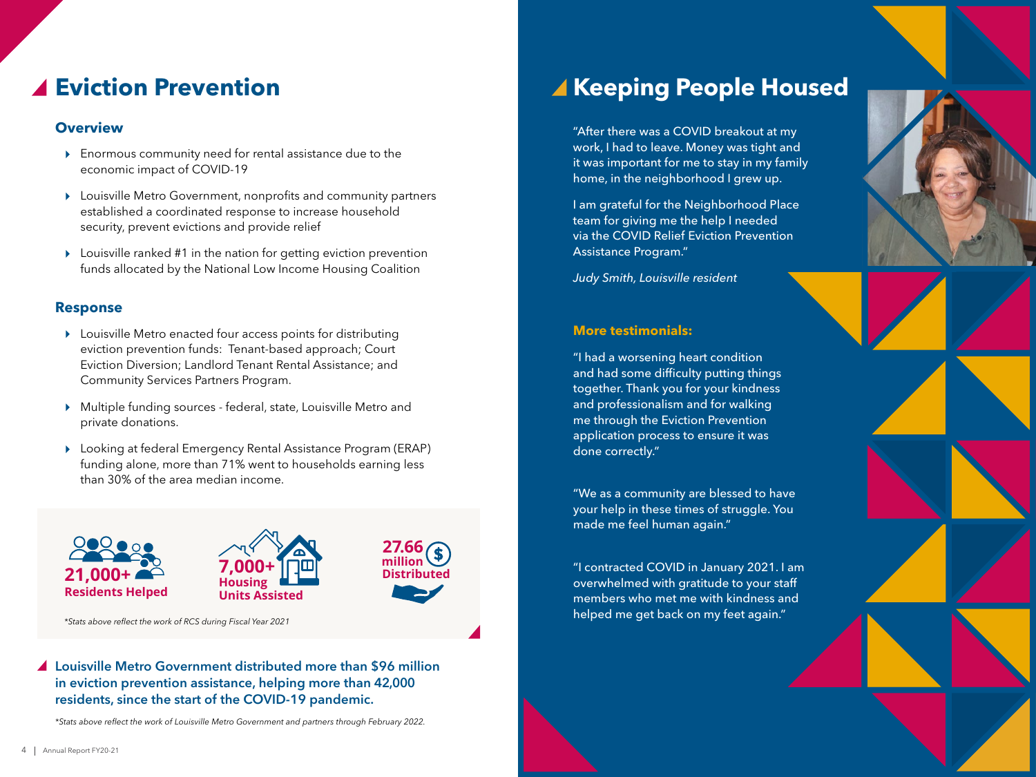# Eviction Prevention

## Overview

- Enormous community need for rental assistance due to the economic impact of COVID-19
- Louisville Metro Government, nonprofits and community partners established a coordinated response to increase household security, prevent evictions and provide relief
- Louisville ranked #1 in the nation for getting eviction prevention funds allocated by the National Low Income Housing Coalition

## Response

- Louisville Metro enacted four access points for distributing eviction prevention funds: Tenant-based approach; Court Eviction Diversion; Landlord Tenant Rental Assistance; and Community Services Partners Program.
- Multiple funding sources - federal, state, Louisville Metro and private donations.
- Looking at federal Emergency Rental Assistance Program (ERAP) funding alone, more than 71% went to households earning less than 30% of the area median income.

**21,000+** Residents Helped

**7,000+** Housing Units Assisted

**27.66 million** Distributed

*\*Stats above reflect the work of RCS during Fiscal Year 2021*

**Louisville Metro Government distributed more than $96 million in eviction prevention assistance, helping more than 42,000 residents, since the start of the COVID-19 pandemic.**

*\*Stats above reflect the work of Louisville Metro Government and partners through February 2022.*

# Keeping People Housed

"After there was a COVID breakout at my work, I had to leave. Money was tight and it was important for me to stay in my family home, in the neighborhood I grew up.

I am grateful for the Neighborhood Place team for giving me the help I needed via the COVID Relief Eviction Prevention Assistance Program."

*Judy Smith, Louisville resident*

### More testimonials:

"I had a worsening heart condition and had some difficulty putting things together. Thank you for your kindness and professionalism and for walking me through the Eviction Prevention application process to ensure it was done correctly."

"We as a community are blessed to have your help in these times of struggle. You made me feel human again."

"I contracted COVID in January 2021. I am overwhelmed with gratitude to your staff members who met me with kindness and helped me get back on my feet again."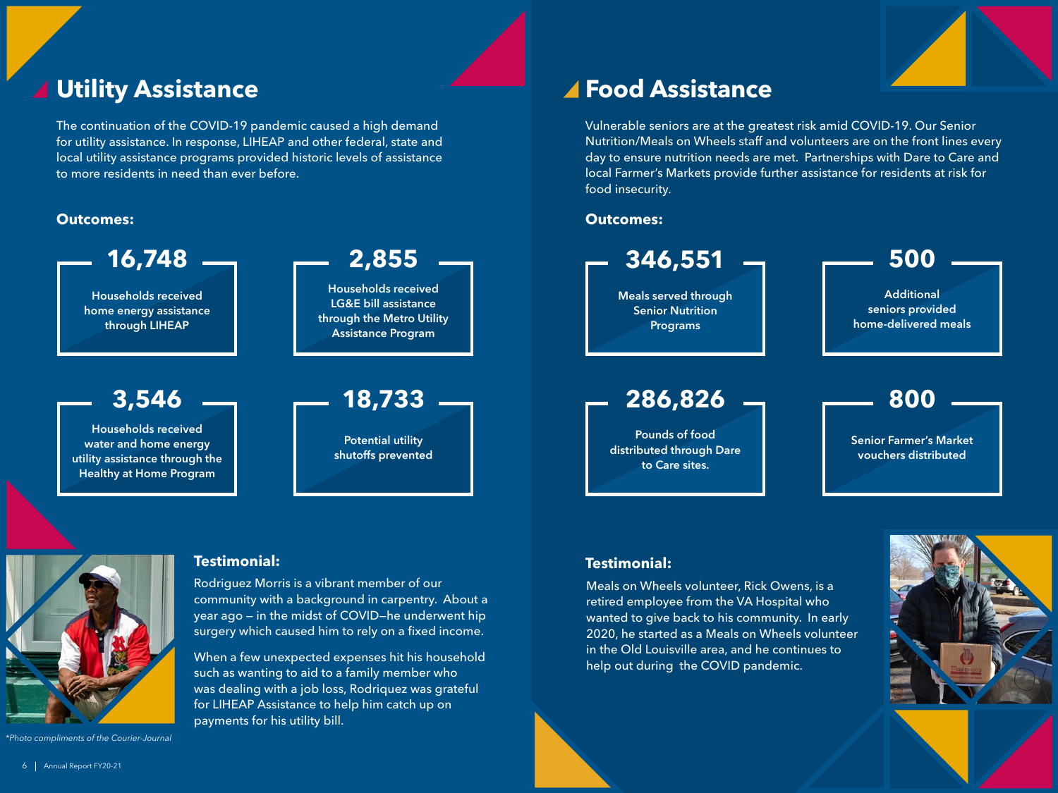## Utility Assistance

The continuation of the COVID-19 pandemic caused a high demand for utility assistance. In response, LIHEAP and other federal, state and local utility assistance programs provided historic levels of assistance to more residents in need than ever before.

**Outcomes:**

**16,748**
Households received home energy assistance through LIHEAP

**2,855**
Households received LG&E bill assistance through the Metro Utility Assistance Program

**3,546**
Households received water and home energy utility assistance through the Healthy at Home Program

**18,733**
Potential utility shutoffs prevented

*Photo compliments of the Courier-Journal

### Testimonial:

Rodriguez Morris is a vibrant member of our community with a background in carpentry. About a year ago – in the midst of COVID–he underwent hip surgery which caused him to rely on a fixed income.

When a few unexpected expenses hit his household such as wanting to aid to a family member who was dealing with a job loss, Rodriquez was grateful for LIHEAP Assistance to help him catch up on payments for his utility bill.

## Food Assistance

Vulnerable seniors are at the greatest risk amid COVID-19. Our Senior Nutrition/Meals on Wheels staff and volunteers are on the front lines every day to ensure nutrition needs are met. Partnerships with Dare to Care and local Farmer's Markets provide further assistance for residents at risk for food insecurity.

**Outcomes:**

**346,551**
Meals served through Senior Nutrition Programs

**500**
Additional seniors provided home-delivered meals

**286,826**
Pounds of food distributed through Dare to Care sites.

**800**
Senior Farmer's Market vouchers distributed

### Testimonial:

Meals on Wheels volunteer, Rick Owens, is a retired employee from the VA Hospital who wanted to give back to his community. In early 2020, he started as a Meals on Wheels volunteer in the Old Louisville area, and he continues to help out during the COVID pandemic.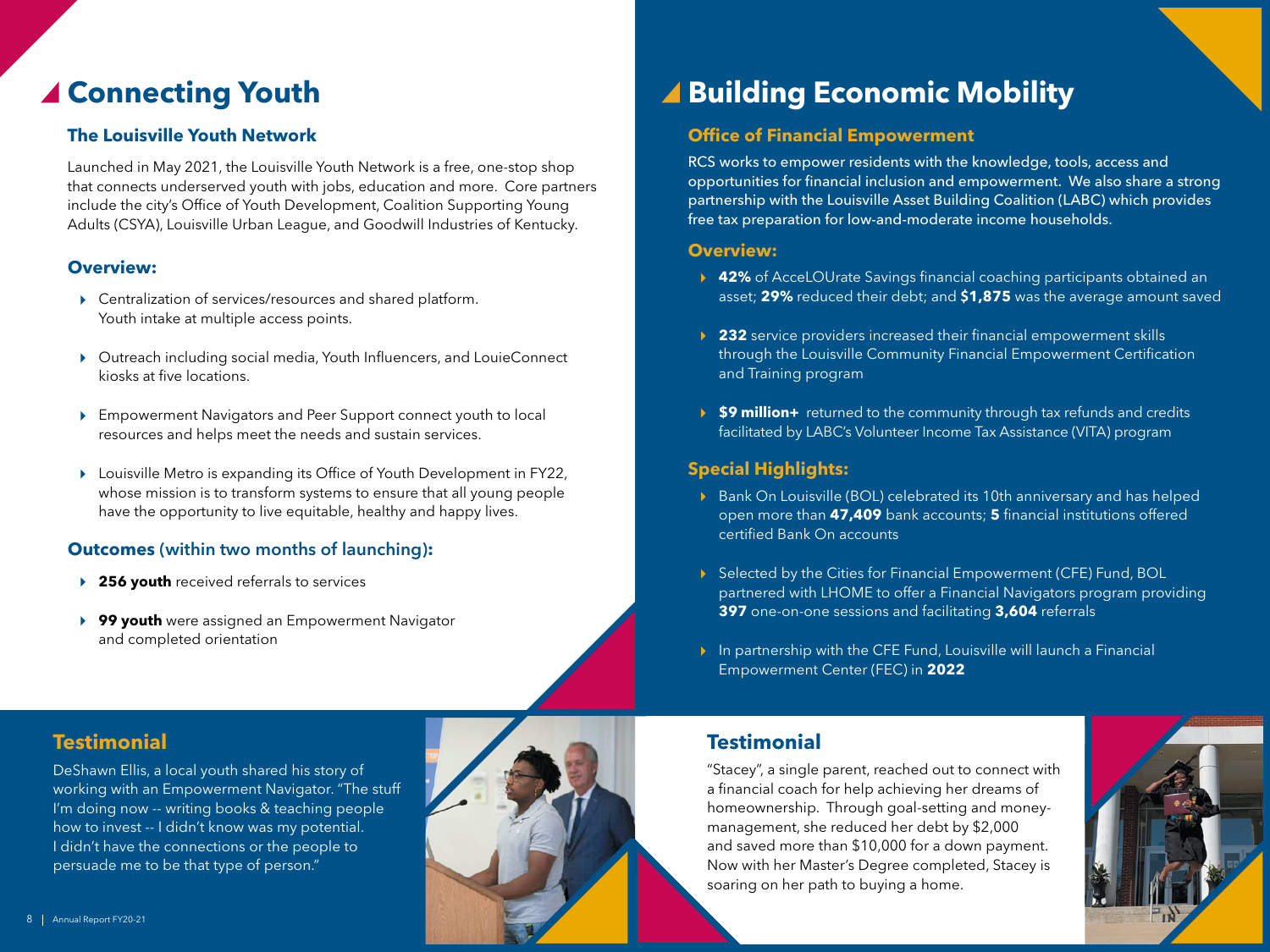# Connecting Youth

## The Louisville Youth Network

Launched in May 2021, the Louisville Youth Network is a free, one-stop shop that connects underserved youth with jobs, education and more. Core partners include the city's Office of Youth Development, Coalition Supporting Young Adults (CSYA), Louisville Urban League, and Goodwill Industries of Kentucky.

### Overview:

- Centralization of services/resources and shared platform. Youth intake at multiple access points.
- Outreach including social media, Youth Influencers, and LouieConnect kiosks at five locations.
- Empowerment Navigators and Peer Support connect youth to local resources and helps meet the needs and sustain services.
- Louisville Metro is expanding its Office of Youth Development in FY22, whose mission is to transform systems to ensure that all young people have the opportunity to live equitable, healthy and happy lives.

### Outcomes (within two months of launching):

- **256 youth** received referrals to services
- **99 youth** were assigned an Empowerment Navigator and completed orientation

### Testimonial

DeShawn Ellis, a local youth shared his story of working with an Empowerment Navigator. "The stuff I'm doing now -- writing books & teaching people how to invest -- I didn't know was my potential. I didn't have the connections or the people to persuade me to be that type of person."

# Building Economic Mobility

## Office of Financial Empowerment

RCS works to empower residents with the knowledge, tools, access and opportunities for financial inclusion and empowerment. We also share a strong partnership with the Louisville Asset Building Coalition (LABC) which provides free tax preparation for low-and-moderate income households.

### Overview:

- **42%** of AcceLOUrate Savings financial coaching participants obtained an asset; **29%** reduced their debt; and **$1,875** was the average amount saved
- **232** service providers increased their financial empowerment skills through the Louisville Community Financial Empowerment Certification and Training program
- **$9 million+** returned to the community through tax refunds and credits facilitated by LABC's Volunteer Income Tax Assistance (VITA) program

### Special Highlights:

- Bank On Louisville (BOL) celebrated its 10th anniversary and has helped open more than **47,409** bank accounts; **5** financial institutions offered certified Bank On accounts
- Selected by the Cities for Financial Empowerment (CFE) Fund, BOL partnered with LHOME to offer a Financial Navigators program providing **397** one-on-one sessions and facilitating **3,604** referrals
- In partnership with the CFE Fund, Louisville will launch a Financial Empowerment Center (FEC) in **2022**

### Testimonial

"Stacey", a single parent, reached out to connect with a financial coach for help achieving her dreams of homeownership. Through goal-setting and money-management, she reduced her debt by $2,000 and saved more than $10,000 for a down payment. Now with her Master's Degree completed, Stacey is soaring on her path to buying a home.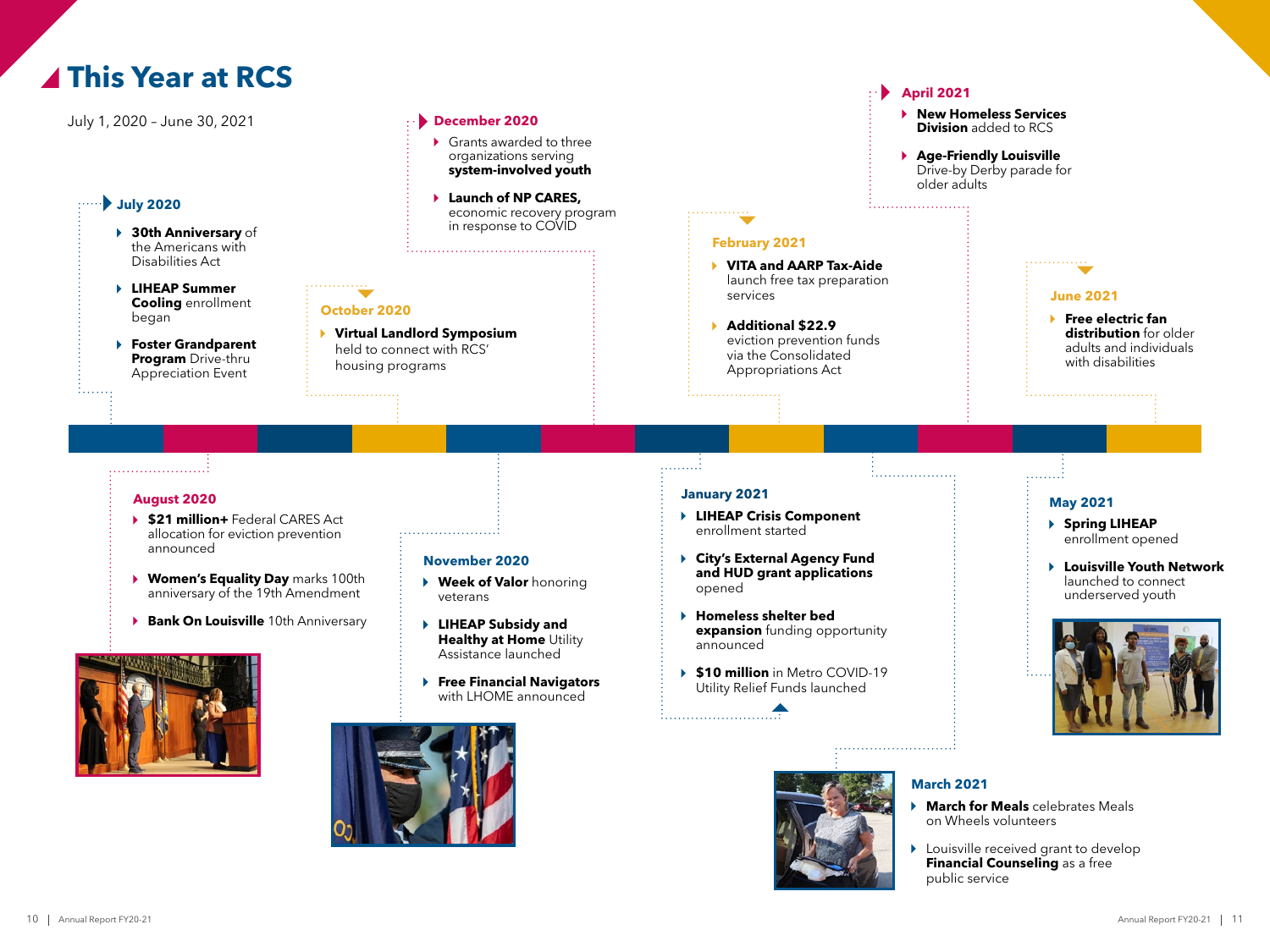# This Year at RCS

July 1, 2020 – June 30, 2021

### July 2020

- **30th Anniversary** of the Americans with Disabilities Act
- **LIHEAP Summer Cooling** enrollment began
- **Foster Grandparent Program** Drive-thru Appreciation Event

### August 2020

- **$21 million+** Federal CARES Act allocation for eviction prevention announced
- **Women's Equality Day** marks 100th anniversary of the 19th Amendment
- **Bank On Louisville** 10th Anniversary

### October 2020

- **Virtual Landlord Symposium** held to connect with RCS' housing programs

### November 2020

- **Week of Valor** honoring veterans
- **LIHEAP Subsidy and Healthy at Home** Utility Assistance launched
- **Free Financial Navigators** with LHOME announced

### December 2020

- Grants awarded to three organizations serving **system-involved youth**
- **Launch of NP CARES,** economic recovery program in response to COVID

### January 2021

- **LIHEAP Crisis Component** enrollment started
- **City's External Agency Fund and HUD grant applications** opened
- **Homeless shelter bed expansion** funding opportunity announced
- **$10 million** in Metro COVID-19 Utility Relief Funds launched

### February 2021

- **VITA and AARP Tax-Aide** launch free tax preparation services
- **Additional $22.9** eviction prevention funds via the Consolidated Appropriations Act

### March 2021

- **March for Meals** celebrates Meals on Wheels volunteers
- Louisville received grant to develop **Financial Counseling** as a free public service

### April 2021

- **New Homeless Services Division** added to RCS
- **Age-Friendly Louisville** Drive-by Derby parade for older adults

### May 2021

- **Spring LIHEAP** enrollment opened
- **Louisville Youth Network** launched to connect underserved youth

### June 2021

- **Free electric fan distribution** for older adults and individuals with disabilities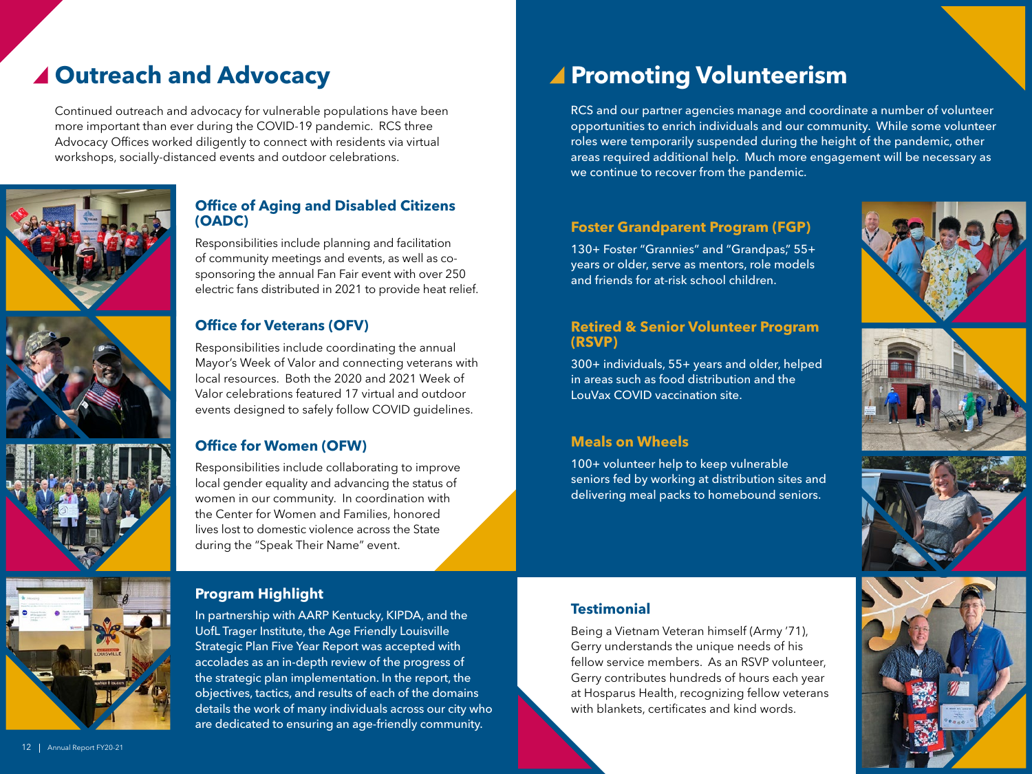# Outreach and Advocacy

Continued outreach and advocacy for vulnerable populations have been more important than ever during the COVID-19 pandemic. RCS three Advocacy Offices worked diligently to connect with residents via virtual workshops, socially-distanced events and outdoor celebrations.

### Office of Aging and Disabled Citizens (OADC)

Responsibilities include planning and facilitation of community meetings and events, as well as co-sponsoring the annual Fan Fair event with over 250 electric fans distributed in 2021 to provide heat relief.

### Office for Veterans (OFV)

Responsibilities include coordinating the annual Mayor's Week of Valor and connecting veterans with local resources. Both the 2020 and 2021 Week of Valor celebrations featured 17 virtual and outdoor events designed to safely follow COVID guidelines.

### Office for Women (OFW)

Responsibilities include collaborating to improve local gender equality and advancing the status of women in our community. In coordination with the Center for Women and Families, honored lives lost to domestic violence across the State during the "Speak Their Name" event.

### Program Highlight

In partnership with AARP Kentucky, KIPDA, and the UofL Trager Institute, the Age Friendly Louisville Strategic Plan Five Year Report was accepted with accolades as an in-depth review of the progress of the strategic plan implementation. In the report, the objectives, tactics, and results of each of the domains details the work of many individuals across our city who are dedicated to ensuring an age-friendly community.

# Promoting Volunteerism

RCS and our partner agencies manage and coordinate a number of volunteer opportunities to enrich individuals and our community. While some volunteer roles were temporarily suspended during the height of the pandemic, other areas required additional help. Much more engagement will be necessary as we continue to recover from the pandemic.

### Foster Grandparent Program (FGP)

130+ Foster "Grannies" and "Grandpas," 55+ years or older, serve as mentors, role models and friends for at-risk school children.

### Retired & Senior Volunteer Program (RSVP)

300+ individuals, 55+ years and older, helped in areas such as food distribution and the LouVax COVID vaccination site.

### Meals on Wheels

100+ volunteer help to keep vulnerable seniors fed by working at distribution sites and delivering meal packs to homebound seniors.

### Testimonial

Being a Vietnam Veteran himself (Army '71), Gerry understands the unique needs of his fellow service members. As an RSVP volunteer, Gerry contributes hundreds of hours each year at Hosparus Health, recognizing fellow veterans with blankets, certificates and kind words.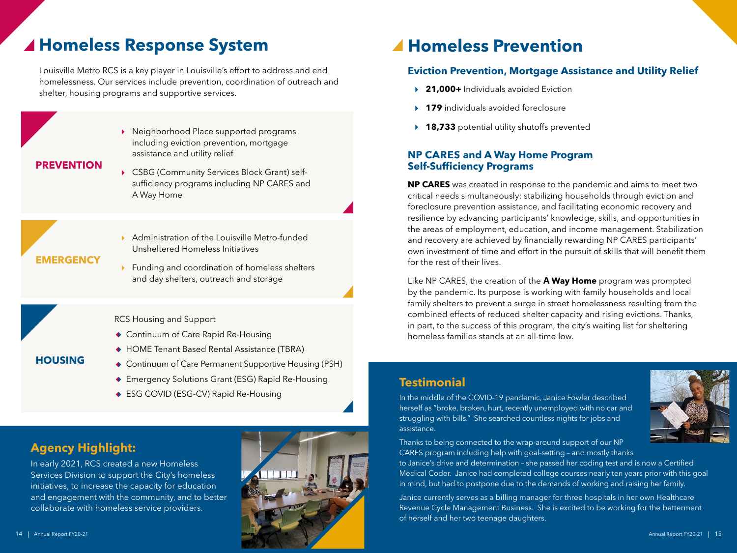# Homeless Response System

Louisville Metro RCS is a key player in Louisville's effort to address and end homelessness. Our services include prevention, coordination of outreach and shelter, housing programs and supportive services.

**PREVENTION**

- Neighborhood Place supported programs including eviction prevention, mortgage assistance and utility relief
- CSBG (Community Services Block Grant) self-sufficiency programs including NP CARES and A Way Home

**EMERGENCY**

- Administration of the Louisville Metro-funded Unsheltered Homeless Initiatives
- Funding and coordination of homeless shelters and day shelters, outreach and storage

**HOUSING**

RCS Housing and Support

- Continuum of Care Rapid Re-Housing
- HOME Tenant Based Rental Assistance (TBRA)
- Continuum of Care Permanent Supportive Housing (PSH)
- Emergency Solutions Grant (ESG) Rapid Re-Housing
- ESG COVID (ESG-CV) Rapid Re-Housing

## Agency Highlight:

In early 2021, RCS created a new Homeless Services Division to support the City's homeless initiatives, to increase the capacity for education and engagement with the community, and to better collaborate with homeless service providers.

# Homeless Prevention

### Eviction Prevention, Mortgage Assistance and Utility Relief

- **21,000+** Individuals avoided Eviction
- **179** individuals avoided foreclosure
- **18,733** potential utility shutoffs prevented

### NP CARES and A Way Home Program Self-Sufficiency Programs

**NP CARES** was created in response to the pandemic and aims to meet two critical needs simultaneously: stabilizing households through eviction and foreclosure prevention assistance, and facilitating economic recovery and resilience by advancing participants' knowledge, skills, and opportunities in the areas of employment, education, and income management. Stabilization and recovery are achieved by financially rewarding NP CARES participants' own investment of time and effort in the pursuit of skills that will benefit them for the rest of their lives.

Like NP CARES, the creation of the **A Way Home** program was prompted by the pandemic. Its purpose is working with family households and local family shelters to prevent a surge in street homelessness resulting from the combined effects of reduced shelter capacity and rising evictions. Thanks, in part, to the success of this program, the city's waiting list for sheltering homeless families stands at an all-time low.

## Testimonial

In the middle of the COVID-19 pandemic, Janice Fowler described herself as "broke, broken, hurt, recently unemployed with no car and struggling with bills." She searched countless nights for jobs and assistance.

Thanks to being connected to the wrap-around support of our NP CARES program including help with goal-setting – and mostly thanks to Janice's drive and determination – she passed her coding test and is now a Certified Medical Coder. Janice had completed college courses nearly ten years prior with this goal in mind, but had to postpone due to the demands of working and raising her family.

Janice currently serves as a billing manager for three hospitals in her own Healthcare Revenue Cycle Management Business. She is excited to be working for the betterment of herself and her two teenage daughters.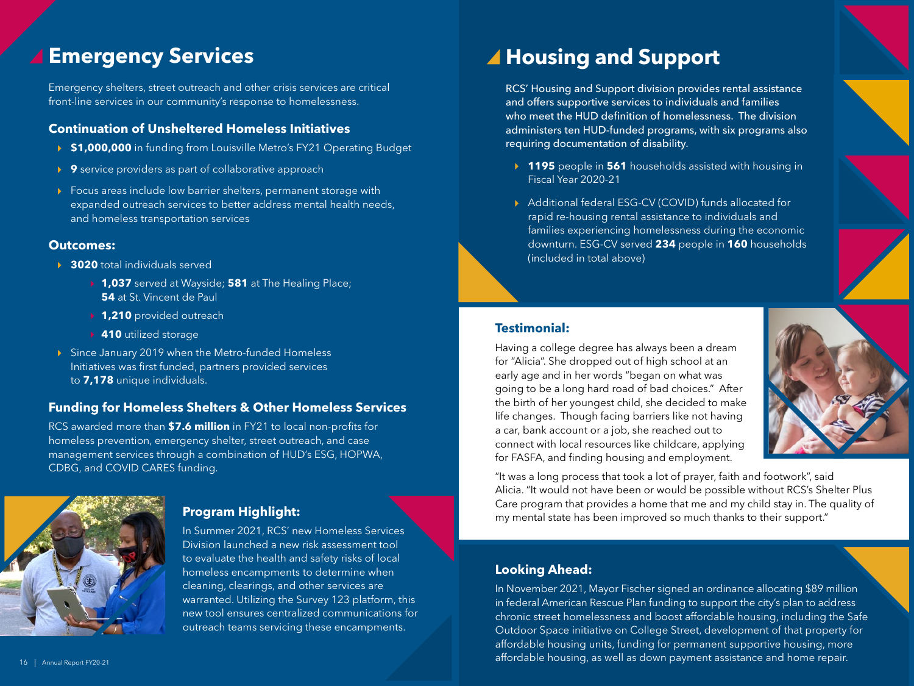## Emergency Services

Emergency shelters, street outreach and other crisis services are critical front-line services in our community's response to homelessness.

### Continuation of Unsheltered Homeless Initiatives

- **$1,000,000** in funding from Louisville Metro's FY21 Operating Budget
- **9** service providers as part of collaborative approach
- Focus areas include low barrier shelters, permanent storage with expanded outreach services to better address mental health needs, and homeless transportation services

### Outcomes:

- **3020** total individuals served
  - **1,037** served at Wayside; **581** at The Healing Place; **54** at St. Vincent de Paul
  - **1,210** provided outreach
  - **410** utilized storage
- Since January 2019 when the Metro-funded Homeless Initiatives was first funded, partners provided services to **7,178** unique individuals.

### Funding for Homeless Shelters & Other Homeless Services

RCS awarded more than **$7.6 million** in FY21 to local non-profits for homeless prevention, emergency shelter, street outreach, and case management services through a combination of HUD's ESG, HOPWA, CDBG, and COVID CARES funding.

### Program Highlight:

In Summer 2021, RCS' new Homeless Services Division launched a new risk assessment tool to evaluate the health and safety risks of local homeless encampments to determine when cleaning, clearings, and other services are warranted. Utilizing the Survey 123 platform, this new tool ensures centralized communications for outreach teams servicing these encampments.

## Housing and Support

RCS' Housing and Support division provides rental assistance and offers supportive services to individuals and families who meet the HUD definition of homelessness. The division administers ten HUD-funded programs, with six programs also requiring documentation of disability.

- **1195** people in **561** households assisted with housing in Fiscal Year 2020-21
- Additional federal ESG-CV (COVID) funds allocated for rapid re-housing rental assistance to individuals and families experiencing homelessness during the economic downturn. ESG-CV served **234** people in **160** households (included in total above)

### Testimonial:

Having a college degree has always been a dream for "Alicia". She dropped out of high school at an early age and in her words "began on what was going to be a long hard road of bad choices." After the birth of her youngest child, she decided to make life changes. Though facing barriers like not having a car, bank account or a job, she reached out to connect with local resources like childcare, applying for FASFA, and finding housing and employment.

"It was a long process that took a lot of prayer, faith and footwork", said Alicia. "It would not have been or would be possible without RCS's Shelter Plus Care program that provides a home that me and my child stay in. The quality of my mental state has been improved so much thanks to their support."

### Looking Ahead:

In November 2021, Mayor Fischer signed an ordinance allocating $89 million in federal American Rescue Plan funding to support the city's plan to address chronic street homelessness and boost affordable housing, including the Safe Outdoor Space initiative on College Street, development of that property for affordable housing units, funding for permanent supportive housing, more affordable housing, as well as down payment assistance and home repair.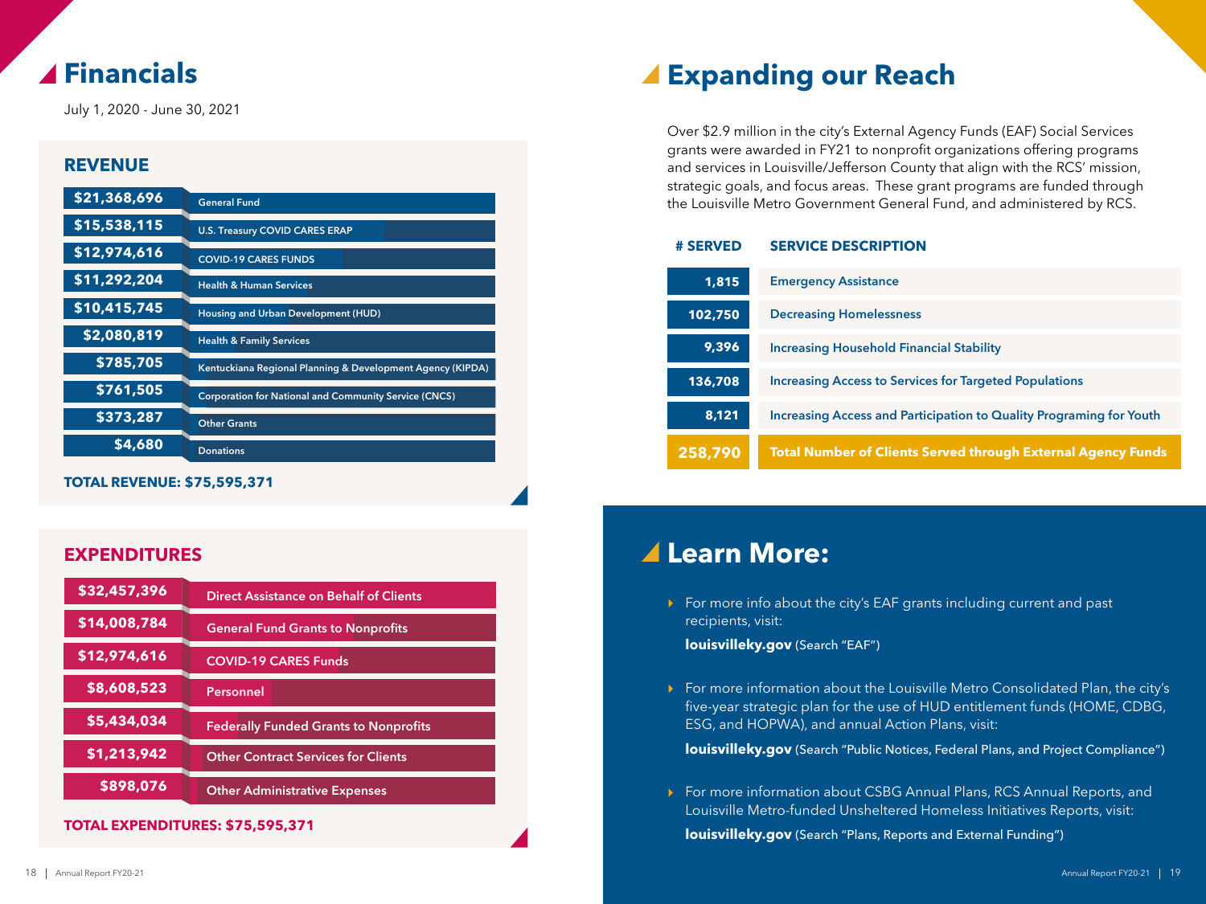# Financials

July 1, 2020 - June 30, 2021

## REVENUE

| Amount | Source |
|---|---|
| $21,368,696 | General Fund |
| $15,538,115 | U.S. Treasury COVID CARES ERAP |
| $12,974,616 | COVID-19 CARES FUNDS |
| $11,292,204 | Health & Human Services |
| $10,415,745 | Housing and Urban Development (HUD) |
| $2,080,819 | Health & Family Services |
| $785,705 | Kentuckiana Regional Planning & Development Agency (KIPDA) |
| $761,505 | Corporation for National and Community Service (CNCS) |
| $373,287 | Other Grants |
| $4,680 | Donations |

**TOTAL REVENUE: $75,595,371**

## EXPENDITURES

| Amount | Category |
|---|---|
| $32,457,396 | Direct Assistance on Behalf of Clients |
| $14,008,784 | General Fund Grants to Nonprofits |
| $12,974,616 | COVID-19 CARES Funds |
| $8,608,523 | Personnel |
| $5,434,034 | Federally Funded Grants to Nonprofits |
| $1,213,942 | Other Contract Services for Clients |
| $898,076 | Other Administrative Expenses |

**TOTAL EXPENDITURES: $75,595,371**

# Expanding our Reach

Over $2.9 million in the city's External Agency Funds (EAF) Social Services grants were awarded in FY21 to nonprofit organizations offering programs and services in Louisville/Jefferson County that align with the RCS' mission, strategic goals, and focus areas. These grant programs are funded through the Louisville Metro Government General Fund, and administered by RCS.

| # SERVED | SERVICE DESCRIPTION |
|---|---|
| 1,815 | Emergency Assistance |
| 102,750 | Decreasing Homelessness |
| 9,396 | Increasing Household Financial Stability |
| 136,708 | Increasing Access to Services for Targeted Populations |
| 8,121 | Increasing Access and Participation to Quality Programing for Youth |
| **258,790** | **Total Number of Clients Served through External Agency Funds** |

# Learn More:

- For more info about the city's EAF grants including current and past recipients, visit:

  **louisvilleky.gov** (Search "EAF")

- For more information about the Louisville Metro Consolidated Plan, the city's five-year strategic plan for the use of HUD entitlement funds (HOME, CDBG, ESG, and HOPWA), and annual Action Plans, visit:

  **louisvilleky.gov** (Search "Public Notices, Federal Plans, and Project Compliance")

- For more information about CSBG Annual Plans, RCS Annual Reports, and Louisville Metro-funded Unsheltered Homeless Initiatives Reports, visit:

  **louisvilleky.gov** (Search "Plans, Reports and External Funding")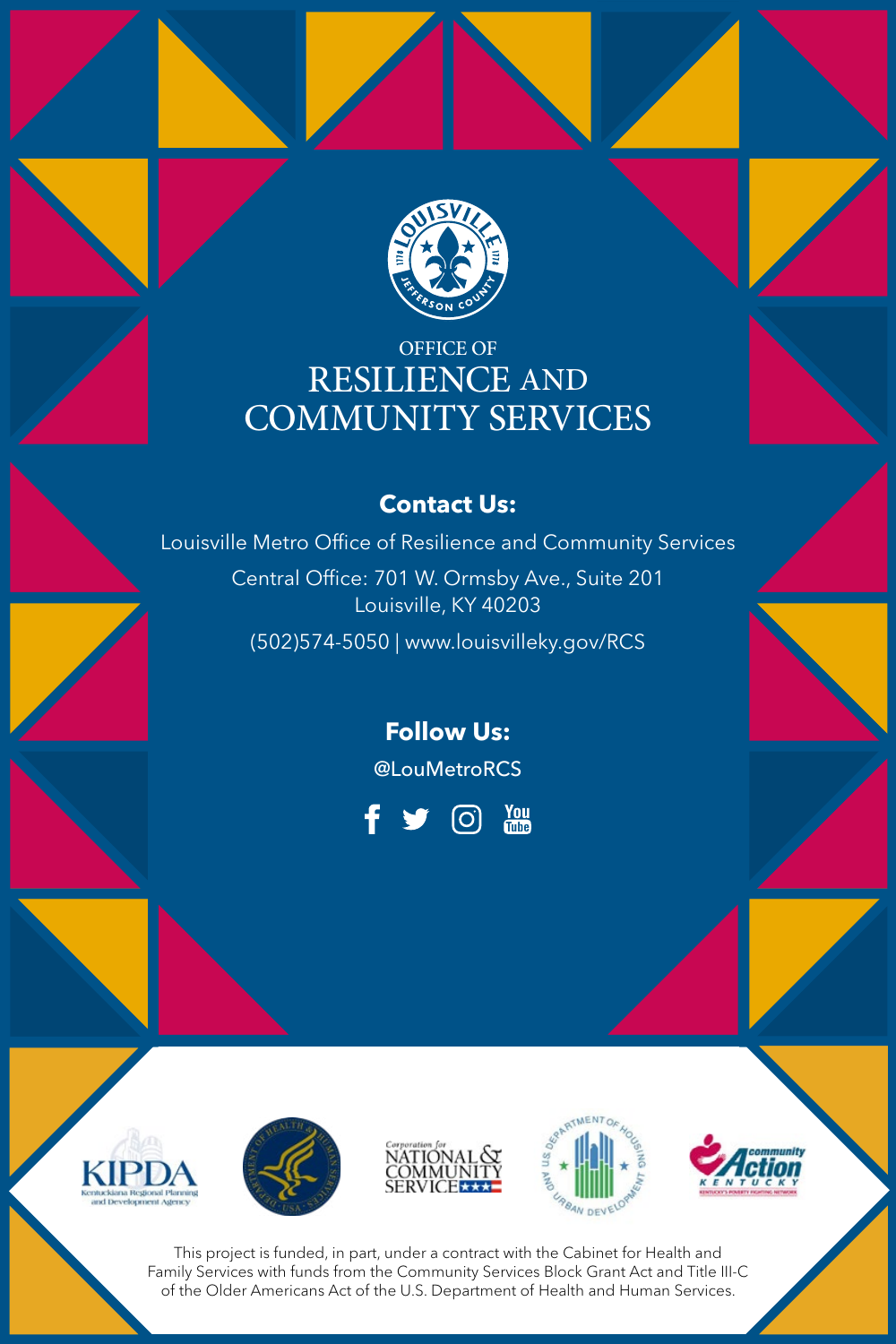# OFFICE OF RESILIENCE AND COMMUNITY SERVICES

## Contact Us:

Louisville Metro Office of Resilience and Community Services

Central Office: 701 W. Ormsby Ave., Suite 201
Louisville, KY 40203

(502)574-5050 | www.louisvilleky.gov/RCS

## Follow Us:

@LouMetroRCS

This project is funded, in part, under a contract with the Cabinet for Health and Family Services with funds from the Community Services Block Grant Act and Title III-C of the Older Americans Act of the U.S. Department of Health and Human Services.